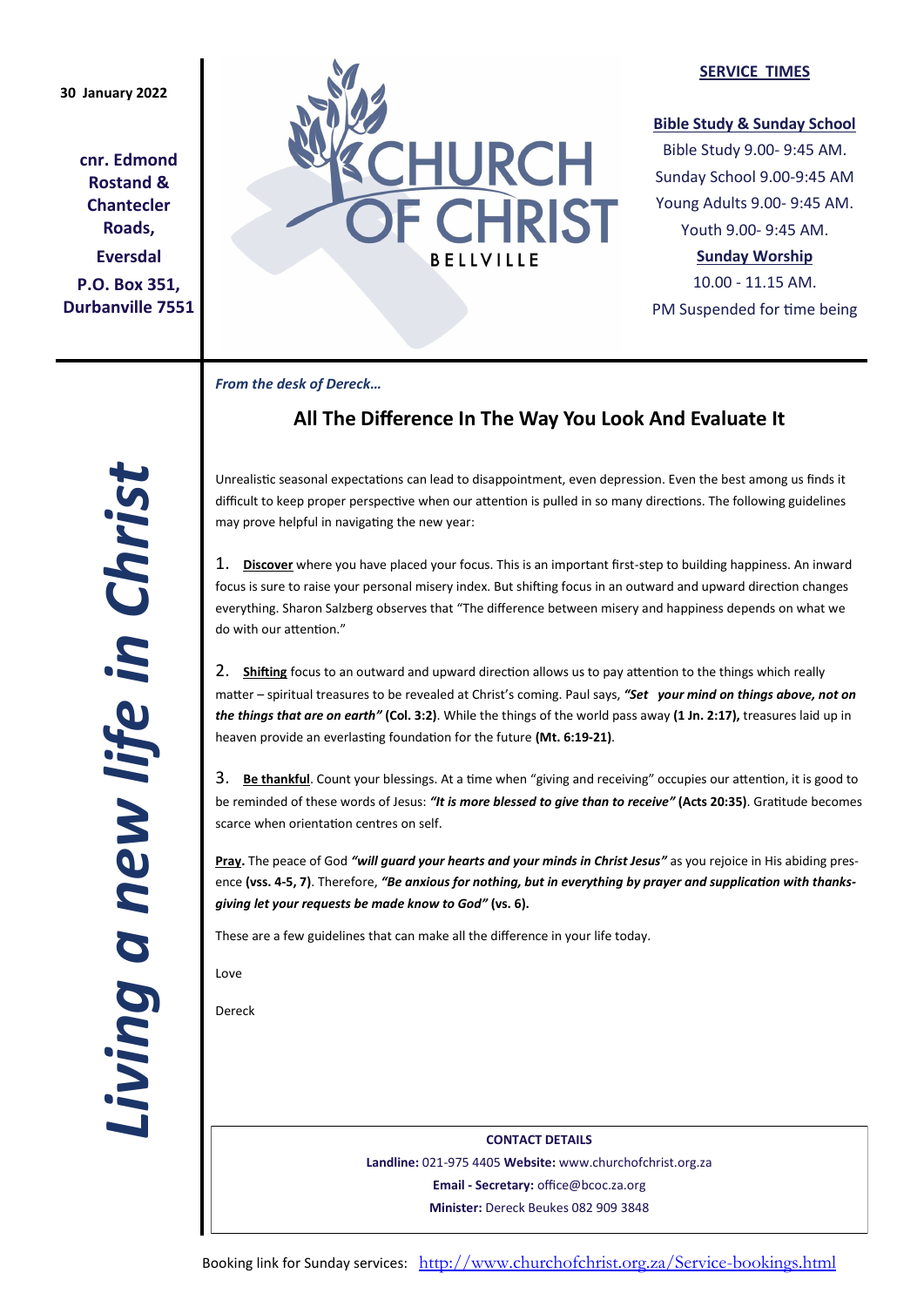30 January 2022

**cnr. Edmond Rostand & Chantecler Roads,**

**Eversdal**

**P.O. Box 351, Durbanville 7551**

# CHURCH OF CHRIST

BELLVILLE

**SERVICE TIMES**

**Bible Study & Sunday School**

Bible Study 9.00- 9:45 AM.
Sunday School 9.00-9:45 AM
Young Adults 9.00- 9:45 AM.
Youth 9.00- 9:45 AM.

**Sunday Worship**

10.00 - 11.15 AM.
PM Suspended for time being

***Living a new life in Christ***

***From the desk of Dereck…***

## All The Difference In The Way You Look And Evaluate It

Unrealistic seasonal expectations can lead to disappointment, even depression. Even the best among us finds it difficult to keep proper perspective when our attention is pulled in so many directions. The following guidelines may prove helpful in navigating the new year:

1. **Discover** where you have placed your focus. This is an important first-step to building happiness. An inward focus is sure to raise your personal misery index. But shifting focus in an outward and upward direction changes everything. Sharon Salzberg observes that "The difference between misery and happiness depends on what we do with our attention."

2. **Shifting** focus to an outward and upward direction allows us to pay attention to the things which really matter – spiritual treasures to be revealed at Christ's coming. Paul says, ***"Set your mind on things above, not on the things that are on earth"*** **(Col. 3:2)**. While the things of the world pass away **(1 Jn. 2:17),** treasures laid up in heaven provide an everlasting foundation for the future **(Mt. 6:19-21)**.

3. **Be thankful**. Count your blessings. At a time when "giving and receiving" occupies our attention, it is good to be reminded of these words of Jesus: ***"It is more blessed to give than to receive"*** **(Acts 20:35)**. Gratitude becomes scarce when orientation centres on self.

**Pray.** The peace of God ***"will guard your hearts and your minds in Christ Jesus"*** as you rejoice in His abiding presence **(vss. 4-5, 7)**. Therefore, ***"Be anxious for nothing, but in everything by prayer and supplication with thanksgiving let your requests be made know to God"*** **(vs. 6).**

These are a few guidelines that can make all the difference in your life today.

Love

Dereck

**CONTACT DETAILS**

**Landline:** 021-975 4405 **Website:** www.churchofchrist.org.za
**Email - Secretary:** office@bcoc.za.org
**Minister:** Dereck Beukes 082 909 3848

Booking link for Sunday services: http://www.churchofchrist.org.za/Service-bookings.html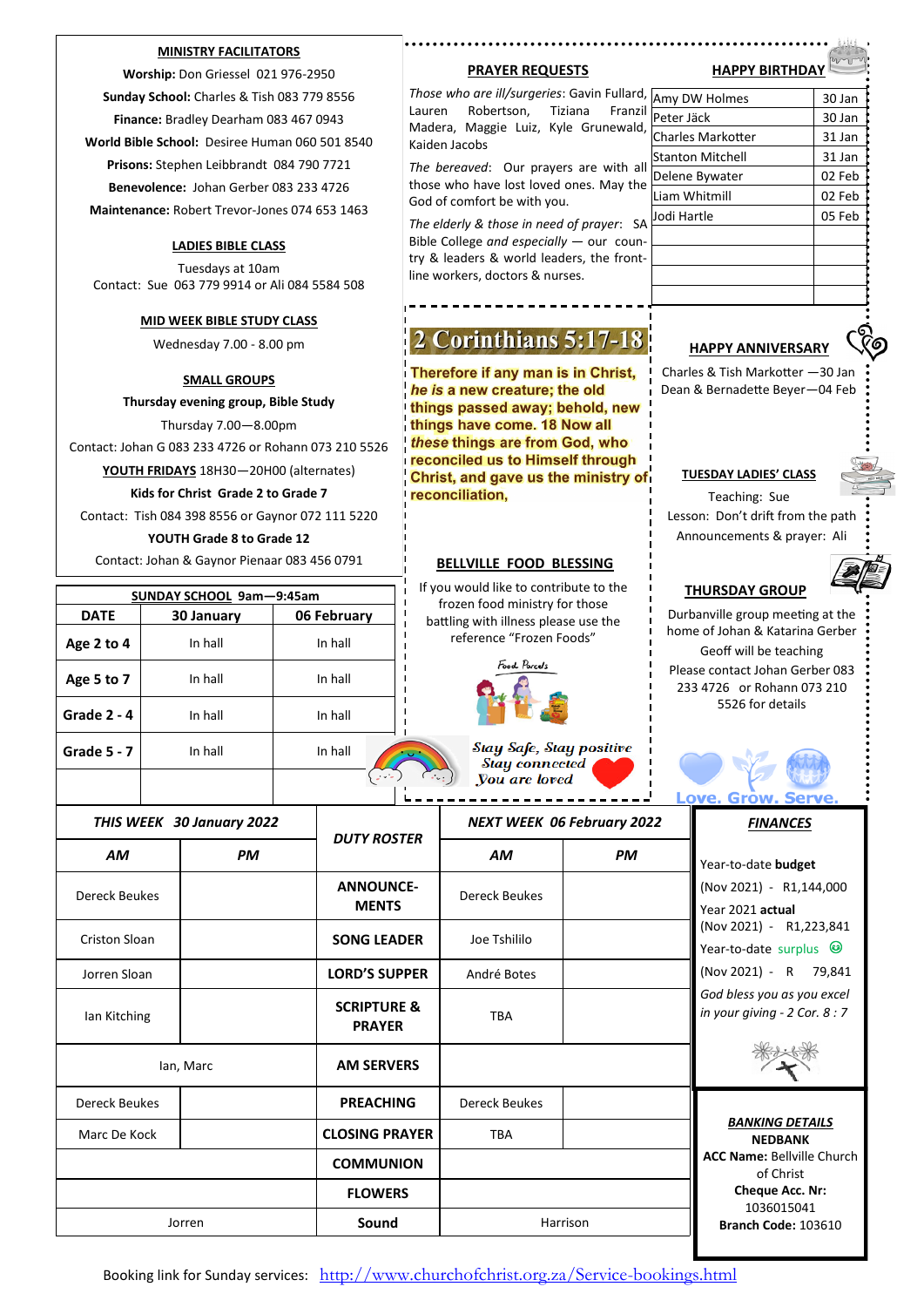## MINISTRY FACILITATORS

**Worship:** Don Griessel 021 976-2950

**Sunday School:** Charles & Tish 083 779 8556

**Finance:** Bradley Dearham 083 467 0943

**World Bible School:** Desiree Human 060 501 8540

**Prisons:** Stephen Leibbrandt 084 790 7721

**Benevolence:** Johan Gerber 083 233 4726

**Maintenance:** Robert Trevor-Jones 074 653 1463

## LADIES BIBLE CLASS

Tuesdays at 10am
Contact: Sue 063 779 9914 or Ali 084 5584 508

## MID WEEK BIBLE STUDY CLASS

Wednesday 7.00 - 8.00 pm

## SMALL GROUPS

**Thursday evening group, Bible Study**

Thursday 7.00—8.00pm

Contact: Johan G 083 233 4726 or Rohann 073 210 5526

**YOUTH FRIDAYS** 18H30—20H00 (alternates)

**Kids for Christ Grade 2 to Grade 7**

Contact: Tish 084 398 8556 or Gaynor 072 111 5220

**YOUTH Grade 8 to Grade 12**

Contact: Johan & Gaynor Pienaar 083 456 0791

| SUNDAY SCHOOL 9am—9:45am | | |
|---|---|---|
| **DATE** | **30 January** | **06 February** |
| **Age 2 to 4** | In hall | In hall |
| **Age 5 to 7** | In hall | In hall |
| **Grade 2 - 4** | In hall | In hall |
| **Grade 5 - 7** | In hall | In hall |
| | | |

## PRAYER REQUESTS

*Those who are ill/surgeries*: Gavin Fullard, Lauren Robertson, Tiziana Franzil Madera, Maggie Luiz, Kyle Grunewald, Kaiden Jacobs

*The bereaved*: Our prayers are with all those who have lost loved ones. May the God of comfort be with you.

*The elderly & those in need of prayer*: SA Bible College *and especially* — our country & leaders & world leaders, the front-line workers, doctors & nurses.

## HAPPY BIRTHDAY

| | |
|---|---|
| Amy DW Holmes | 30 Jan |
| Peter Jäck | 30 Jan |
| Charles Markotter | 31 Jan |
| Stanton Mitchell | 31 Jan |
| Delene Bywater | 02 Feb |
| Liam Whitmill | 02 Feb |
| Jodi Hartle | 05 Feb |

## 2 Corinthians 5:17-18

**Therefore if any man is in Christ, *he is* a new creature; the old things passed away; behold, new things have come. 18 Now all *these* things are from God, who reconciled us to Himself through Christ, and gave us the ministry of reconciliation,**

## HAPPY ANNIVERSARY

Charles & Tish Markotter —30 Jan
Dean & Bernadette Beyer—04 Feb

## TUESDAY LADIES' CLASS

Teaching: Sue
Lesson: Don't drift from the path
Announcements & prayer: Ali

## BELLVILLE FOOD BLESSING

If you would like to contribute to the frozen food ministry for those battling with illness please use the reference "Frozen Foods"

Food Parcels

## THURSDAY GROUP

Durbanville group meeting at the home of Johan & Katarina Gerber

Geoff will be teaching

Please contact Johan Gerber 083 233 4726 or Rohann 073 210 5526 for details

Stay Safe, Stay positive
Stay connected
You are loved

Love. Grow. Serve.

| THIS WEEK 30 January 2022 | | DUTY ROSTER | NEXT WEEK 06 February 2022 | |
|---|---|---|---|---|
| **AM** | **PM** | | **AM** | **PM** |
| Dereck Beukes | | **ANNOUNCE-MENTS** | Dereck Beukes | |
| Criston Sloan | | **SONG LEADER** | Joe Tshililo | |
| Jorren Sloan | | **LORD'S SUPPER** | André Botes | |
| Ian Kitching | | **SCRIPTURE & PRAYER** | TBA | |
| Ian, Marc | | **AM SERVERS** | | |
| Dereck Beukes | | **PREACHING** | Dereck Beukes | |
| Marc De Kock | | **CLOSING PRAYER** | TBA | |
| | | **COMMUNION** | | |
| | | **FLOWERS** | | |
| Jorren | | **Sound** | Harrison | |

## FINANCES

Year-to-date **budget**
(Nov 2021) - R1,144,000

Year 2021 **actual**
(Nov 2021) - R1,223,841

Year-to-date surplus ☺
(Nov 2021) - R 79,841

*God bless you as you excel in your giving - 2 Cor. 8 : 7*

***BANKING DETAILS***

**NEDBANK**
**ACC Name:** Bellville Church of Christ
**Cheque Acc. Nr:** 1036015041
**Branch Code:** 103610

Booking link for Sunday services: http://www.churchofchrist.org.za/Service-bookings.html